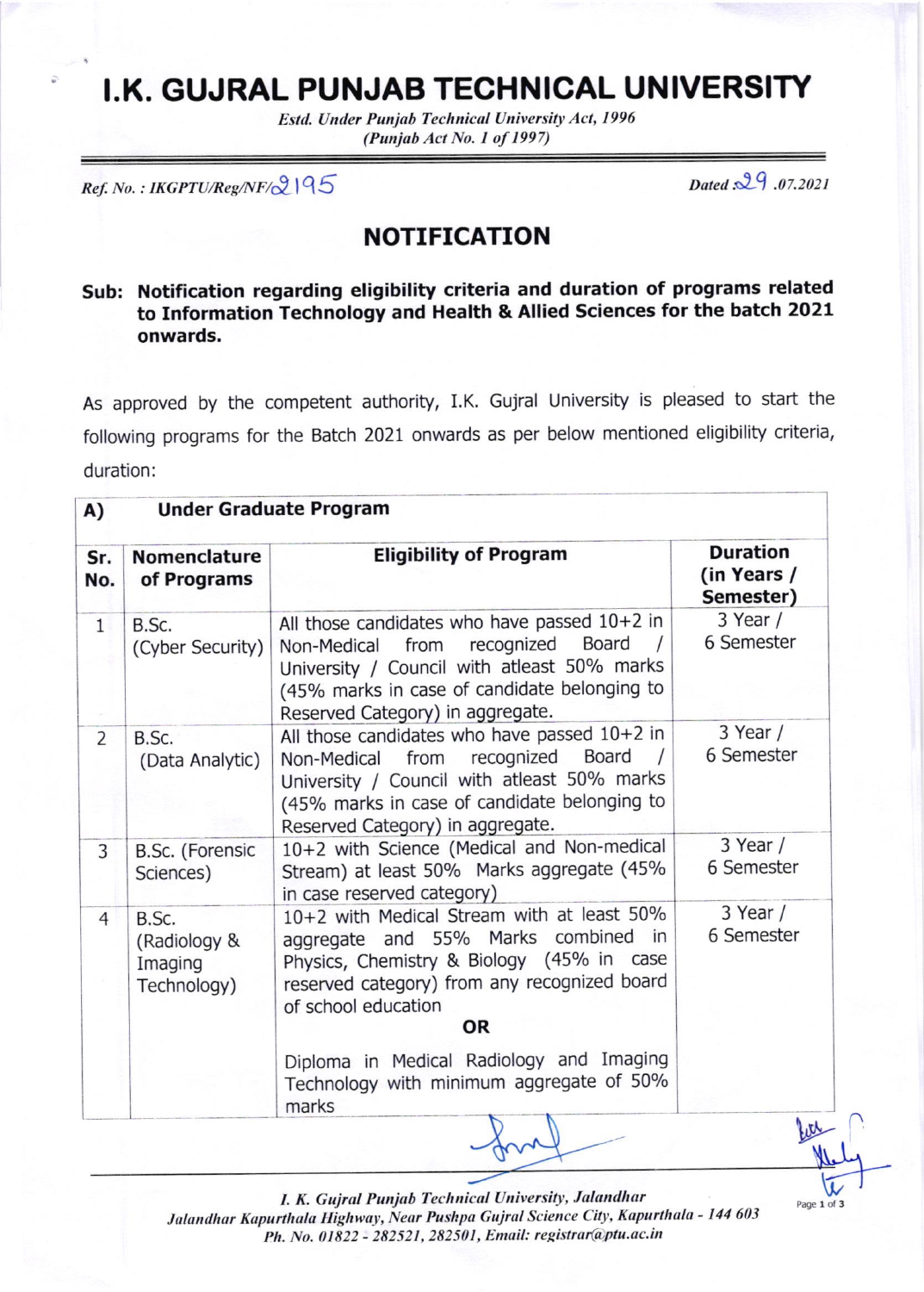# I.K. GUJRAL PUNJAB TECHNICAL UNIVERSITY

*Estd. Under Punjab Technical University Act, 1996*
*(Punjab Act No. 1 of 1997)*

*Ref. No. : IKGPTU/Reg/NF/2195* *Dated :29 .07.2021*

## NOTIFICATION

**Sub: Notification regarding eligibility criteria and duration of programs related to Information Technology and Health & Allied Sciences for the batch 2021 onwards.**

As approved by the competent authority, I.K. Gujral University is pleased to start the following programs for the Batch 2021 onwards as per below mentioned eligibility criteria, duration:

**A) Under Graduate Program**

| Sr. No. | Nomenclature of Programs | Eligibility of Program | Duration (in Years / Semester) |
|---|---|---|---|
| 1 | B.Sc. (Cyber Security) | All those candidates who have passed 10+2 in Non-Medical from recognized Board / University / Council with atleast 50% marks (45% marks in case of candidate belonging to Reserved Category) in aggregate. | 3 Year / 6 Semester |
| 2 | B.Sc. (Data Analytic) | All those candidates who have passed 10+2 in Non-Medical from recognized Board / University / Council with atleast 50% marks (45% marks in case of candidate belonging to Reserved Category) in aggregate. | 3 Year / 6 Semester |
| 3 | B.Sc. (Forensic Sciences) | 10+2 with Science (Medical and Non-medical Stream) at least 50% Marks aggregate (45% in case reserved category) | 3 Year / 6 Semester |
| 4 | B.Sc. (Radiology & Imaging Technology) | 10+2 with Medical Stream with at least 50% aggregate and 55% Marks combined in Physics, Chemistry & Biology (45% in case reserved category) from any recognized board of school education **OR** Diploma in Medical Radiology and Imaging Technology with minimum aggregate of 50% marks | 3 Year / 6 Semester |

*I. K. Gujral Punjab Technical University, Jalandhar*
*Jalandhar Kapurthala Highway, Near Pushpa Gujral Science City, Kapurthala - 144 603*
*Ph. No. 01822 - 282521, 282501, Email: registrar@ptu.ac.in*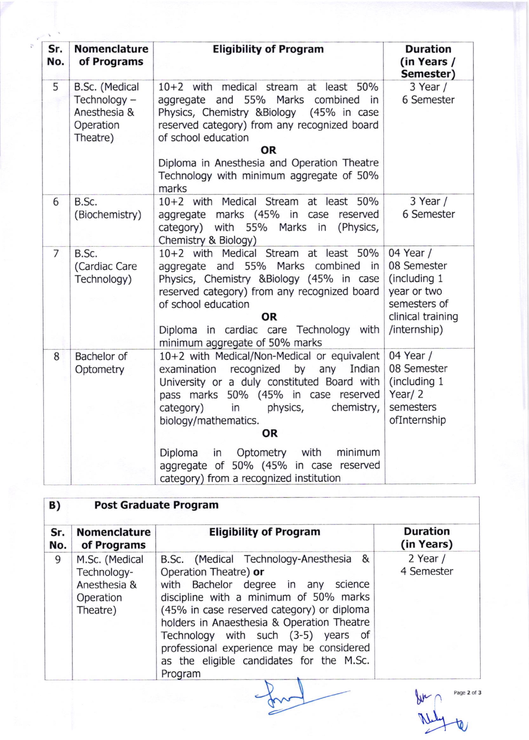| Sr. No. | Nomenclature of Programs | Eligibility of Program | Duration (in Years / Semester) |
|---|---|---|---|
| 5 | B.Sc. (Medical Technology – Anesthesia & Operation Theatre) | 10+2 with medical stream at least 50% aggregate and 55% Marks combined in Physics, Chemistry &Biology (45% in case reserved category) from any recognized board of school education **OR** Diploma in Anesthesia and Operation Theatre Technology with minimum aggregate of 50% marks | 3 Year / 6 Semester |
| 6 | B.Sc. (Biochemistry) | 10+2 with Medical Stream at least 50% aggregate marks (45% in case reserved category) with 55% Marks in (Physics, Chemistry & Biology) | 3 Year / 6 Semester |
| 7 | B.Sc. (Cardiac Care Technology) | 10+2 with Medical Stream at least 50% aggregate and 55% Marks combined in Physics, Chemistry &Biology (45% in case reserved category) from any recognized board of school education **OR** Diploma in cardiac care Technology with minimum aggregate of 50% marks | 04 Year / 08 Semester (including 1 year or two semesters of clinical training /internship) |
| 8 | Bachelor of Optometry | 10+2 with Medical/Non-Medical or equivalent examination recognized by any Indian University or a duly constituted Board with pass marks 50% (45% in case reserved category) in physics, chemistry, biology/mathematics. **OR** Diploma in Optometry with minimum aggregate of 50% (45% in case reserved category) from a recognized institution | 04 Year / 08 Semester (including 1 Year/ 2 semesters ofInternship |

**B) Post Graduate Program**

| Sr. No. | Nomenclature of Programs | Eligibility of Program | Duration (in Years) |
|---|---|---|---|
| 9 | M.Sc. (Medical Technology-Anesthesia & Operation Theatre) | B.Sc. (Medical Technology-Anesthesia & Operation Theatre) **or** with Bachelor degree in any science discipline with a minimum of 50% marks (45% in case reserved category) or diploma holders in Anaesthesia & Operation Theatre Technology with such (3-5) years of professional experience may be considered as the eligible candidates for the M.Sc. Program | 2 Year / 4 Semester |